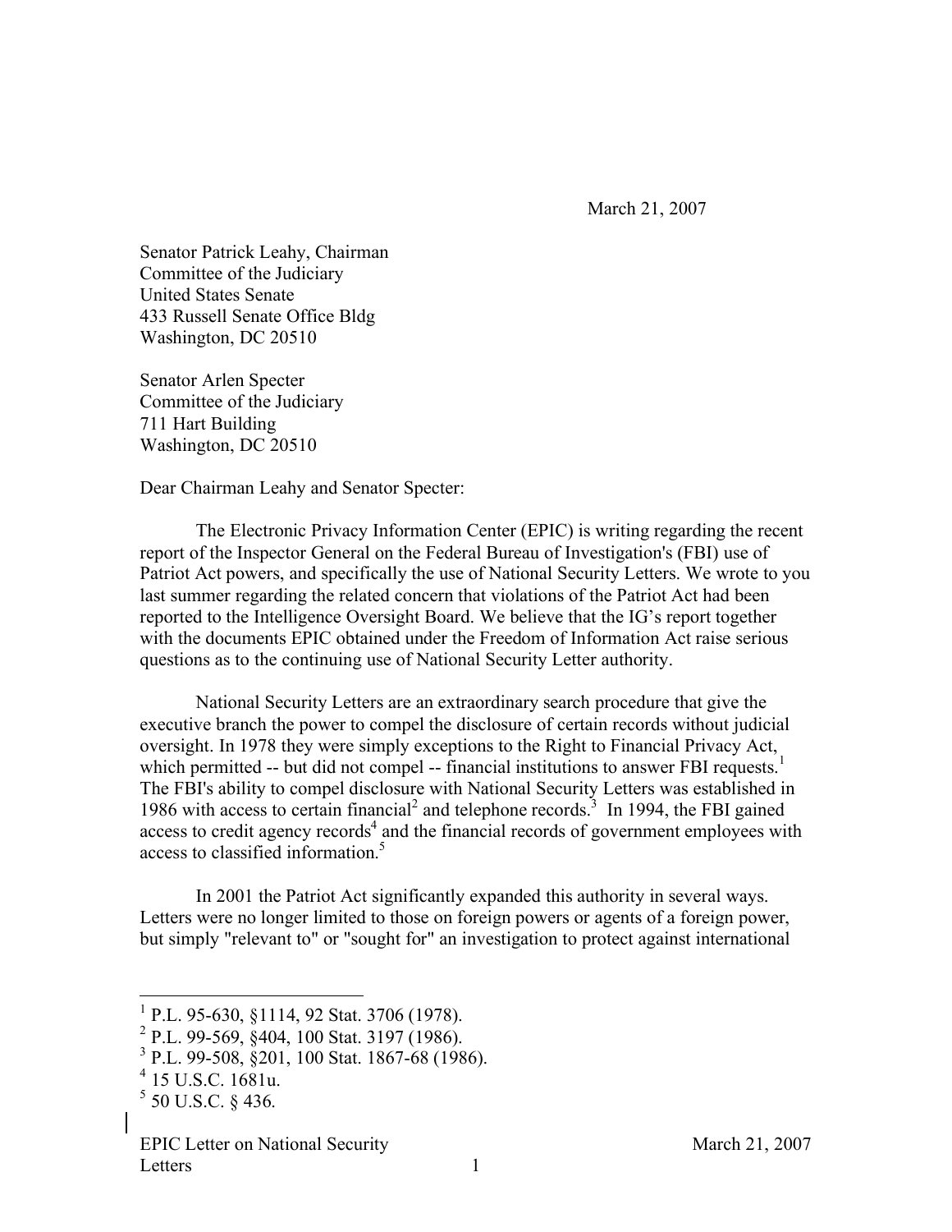March 21, 2007

Senator Patrick Leahy, Chairman
Committee of the Judiciary
United States Senate
433 Russell Senate Office Bldg
Washington, DC 20510

Senator Arlen Specter
Committee of the Judiciary
711 Hart Building
Washington, DC 20510

Dear Chairman Leahy and Senator Specter:

The Electronic Privacy Information Center (EPIC) is writing regarding the recent report of the Inspector General on the Federal Bureau of Investigation's (FBI) use of Patriot Act powers, and specifically the use of National Security Letters. We wrote to you last summer regarding the related concern that violations of the Patriot Act had been reported to the Intelligence Oversight Board. We believe that the IG's report together with the documents EPIC obtained under the Freedom of Information Act raise serious questions as to the continuing use of National Security Letter authority.

National Security Letters are an extraordinary search procedure that give the executive branch the power to compel the disclosure of certain records without judicial oversight. In 1978 they were simply exceptions to the Right to Financial Privacy Act, which permitted -- but did not compel -- financial institutions to answer FBI requests.[1] The FBI's ability to compel disclosure with National Security Letters was established in 1986 with access to certain financial[2] and telephone records.[3] In 1994, the FBI gained access to credit agency records[4] and the financial records of government employees with access to classified information.[5]

In 2001 the Patriot Act significantly expanded this authority in several ways. Letters were no longer limited to those on foreign powers or agents of a foreign power, but simply "relevant to" or "sought for" an investigation to protect against international

---

[1] P.L. 95-630, §1114, 92 Stat. 3706 (1978).
[2] P.L. 99-569, §404, 100 Stat. 3197 (1986).
[3] P.L. 99-508, §201, 100 Stat. 1867-68 (1986).
[4] 15 U.S.C. 1681u.
[5] 50 U.S.C. § 436.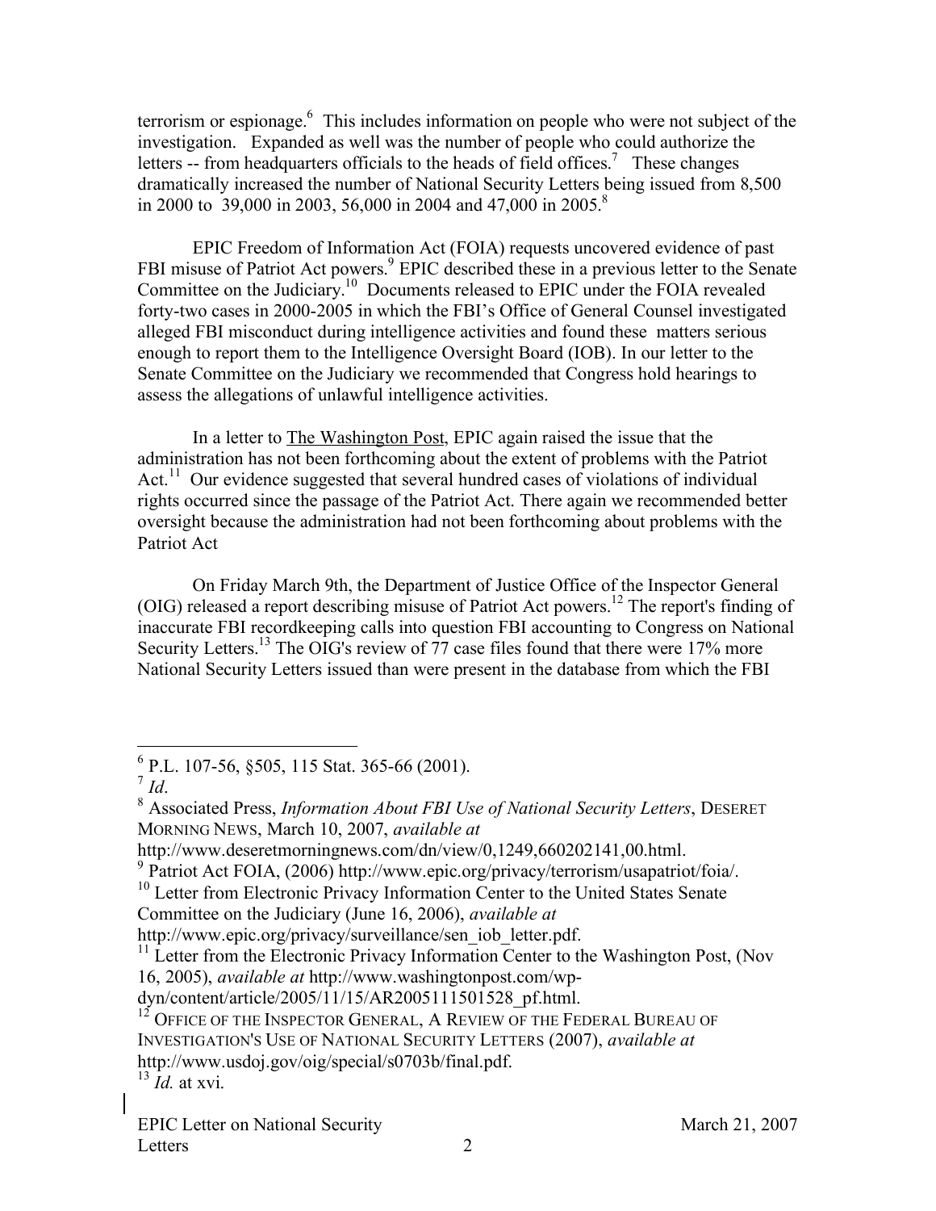terrorism or espionage.[6] This includes information on people who were not subject of the investigation. Expanded as well was the number of people who could authorize the letters -- from headquarters officials to the heads of field offices.[7] These changes dramatically increased the number of National Security Letters being issued from 8,500 in 2000 to 39,000 in 2003, 56,000 in 2004 and 47,000 in 2005.[8]

EPIC Freedom of Information Act (FOIA) requests uncovered evidence of past FBI misuse of Patriot Act powers.[9] EPIC described these in a previous letter to the Senate Committee on the Judiciary.[10] Documents released to EPIC under the FOIA revealed forty-two cases in 2000-2005 in which the FBI's Office of General Counsel investigated alleged FBI misconduct during intelligence activities and found these matters serious enough to report them to the Intelligence Oversight Board (IOB). In our letter to the Senate Committee on the Judiciary we recommended that Congress hold hearings to assess the allegations of unlawful intelligence activities.

In a letter to The Washington Post, EPIC again raised the issue that the administration has not been forthcoming about the extent of problems with the Patriot Act.[11] Our evidence suggested that several hundred cases of violations of individual rights occurred since the passage of the Patriot Act. There again we recommended better oversight because the administration had not been forthcoming about problems with the Patriot Act

On Friday March 9th, the Department of Justice Office of the Inspector General (OIG) released a report describing misuse of Patriot Act powers.[12] The report's finding of inaccurate FBI recordkeeping calls into question FBI accounting to Congress on National Security Letters.[13] The OIG's review of 77 case files found that there were 17% more National Security Letters issued than were present in the database from which the FBI

---

[6] P.L. 107-56, §505, 115 Stat. 365-66 (2001).

[7] *Id*.

[8] Associated Press, *Information About FBI Use of National Security Letters*, DESERET MORNING NEWS, March 10, 2007, *available at* http://www.deseretmorningnews.com/dn/view/0,1249,660202141,00.html.

[9] Patriot Act FOIA, (2006) http://www.epic.org/privacy/terrorism/usapatriot/foia/.

[10] Letter from Electronic Privacy Information Center to the United States Senate Committee on the Judiciary (June 16, 2006), *available at* http://www.epic.org/privacy/surveillance/sen_iob_letter.pdf.

[11] Letter from the Electronic Privacy Information Center to the Washington Post, (Nov 16, 2005), *available at* http://www.washingtonpost.com/wp-dyn/content/article/2005/11/15/AR2005111501528_pf.html.

[12] OFFICE OF THE INSPECTOR GENERAL, A REVIEW OF THE FEDERAL BUREAU OF INVESTIGATION'S USE OF NATIONAL SECURITY LETTERS (2007), *available at* http://www.usdoj.gov/oig/special/s0703b/final.pdf.

[13] *Id.* at xvi.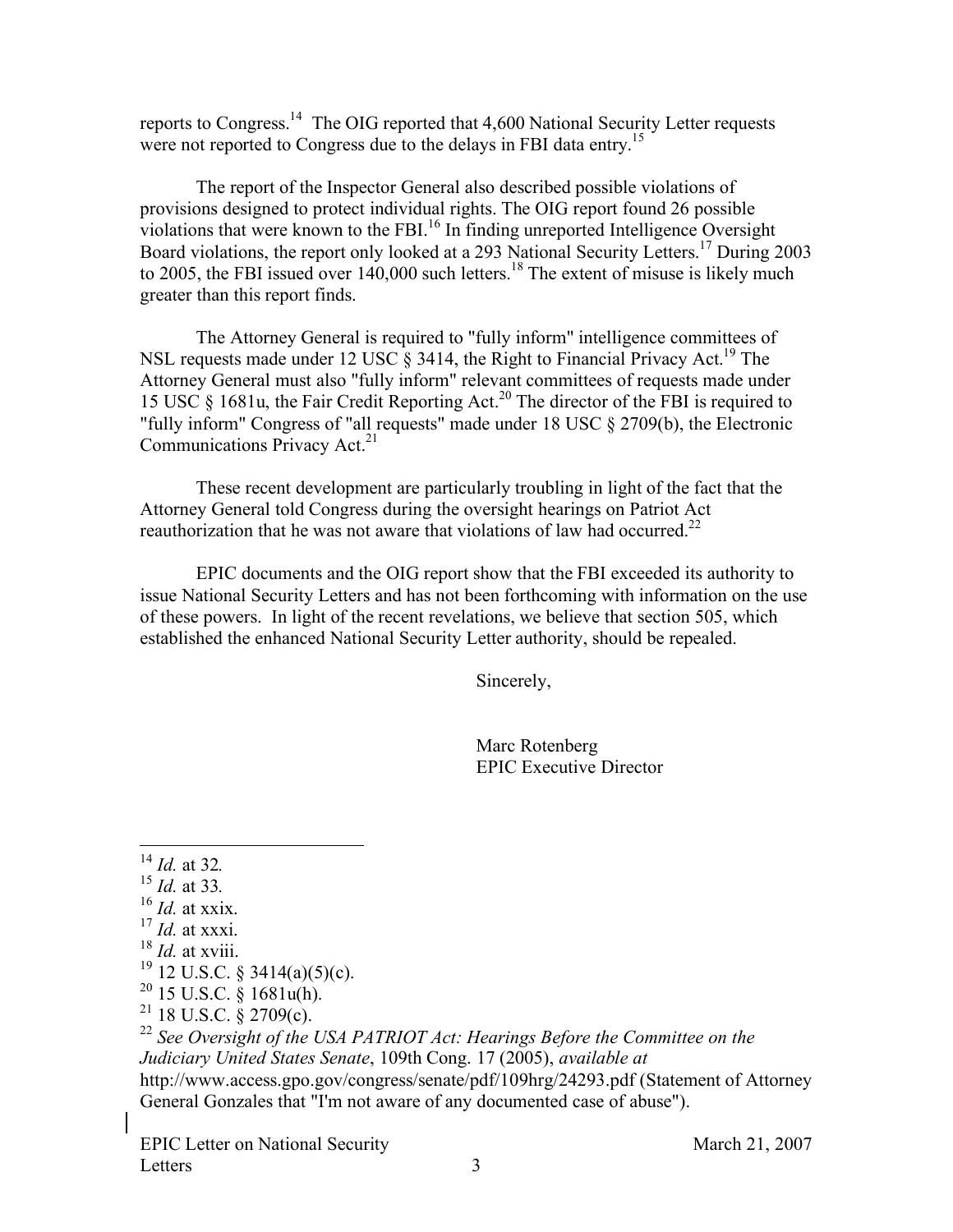reports to Congress.[14] The OIG reported that 4,600 National Security Letter requests were not reported to Congress due to the delays in FBI data entry.[15]

The report of the Inspector General also described possible violations of provisions designed to protect individual rights. The OIG report found 26 possible violations that were known to the FBI.[16] In finding unreported Intelligence Oversight Board violations, the report only looked at a 293 National Security Letters.[17] During 2003 to 2005, the FBI issued over 140,000 such letters.[18] The extent of misuse is likely much greater than this report finds.

The Attorney General is required to "fully inform" intelligence committees of NSL requests made under 12 USC § 3414, the Right to Financial Privacy Act.[19] The Attorney General must also "fully inform" relevant committees of requests made under 15 USC § 1681u, the Fair Credit Reporting Act.[20] The director of the FBI is required to "fully inform" Congress of "all requests" made under 18 USC § 2709(b), the Electronic Communications Privacy Act.[21]

These recent development are particularly troubling in light of the fact that the Attorney General told Congress during the oversight hearings on Patriot Act reauthorization that he was not aware that violations of law had occurred.[22]

EPIC documents and the OIG report show that the FBI exceeded its authority to issue National Security Letters and has not been forthcoming with information on the use of these powers. In light of the recent revelations, we believe that section 505, which established the enhanced National Security Letter authority, should be repealed.

Sincerely,

Marc Rotenberg
EPIC Executive Director

---

[14] *Id.* at 32.
[15] *Id.* at 33.
[16] *Id.* at xxix.
[17] *Id.* at xxxi.
[18] *Id.* at xviii.
[19] 12 U.S.C. § 3414(a)(5)(c).
[20] 15 U.S.C. § 1681u(h).
[21] 18 U.S.C. § 2709(c).
[22] *See Oversight of the USA PATRIOT Act: Hearings Before the Committee on the Judiciary United States Senate*, 109th Cong. 17 (2005), *available at* http://www.access.gpo.gov/congress/senate/pdf/109hrg/24293.pdf (Statement of Attorney General Gonzales that "I'm not aware of any documented case of abuse").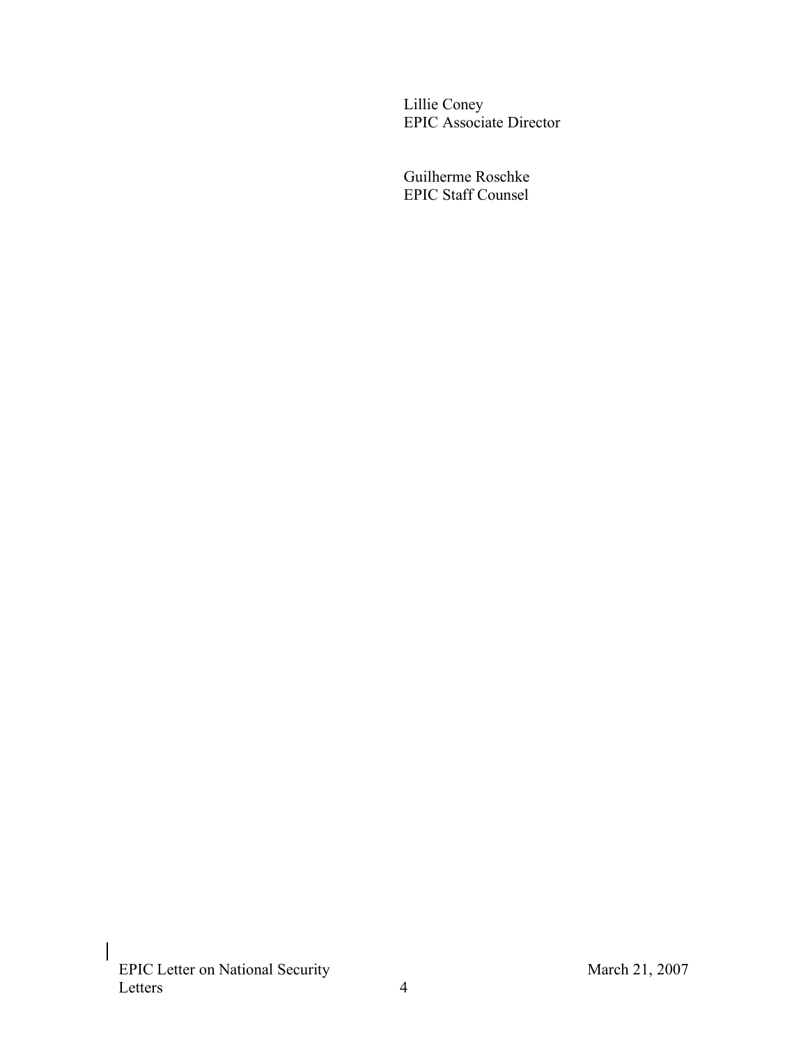Lillie Coney
EPIC Associate Director

Guilherme Roschke
EPIC Staff Counsel